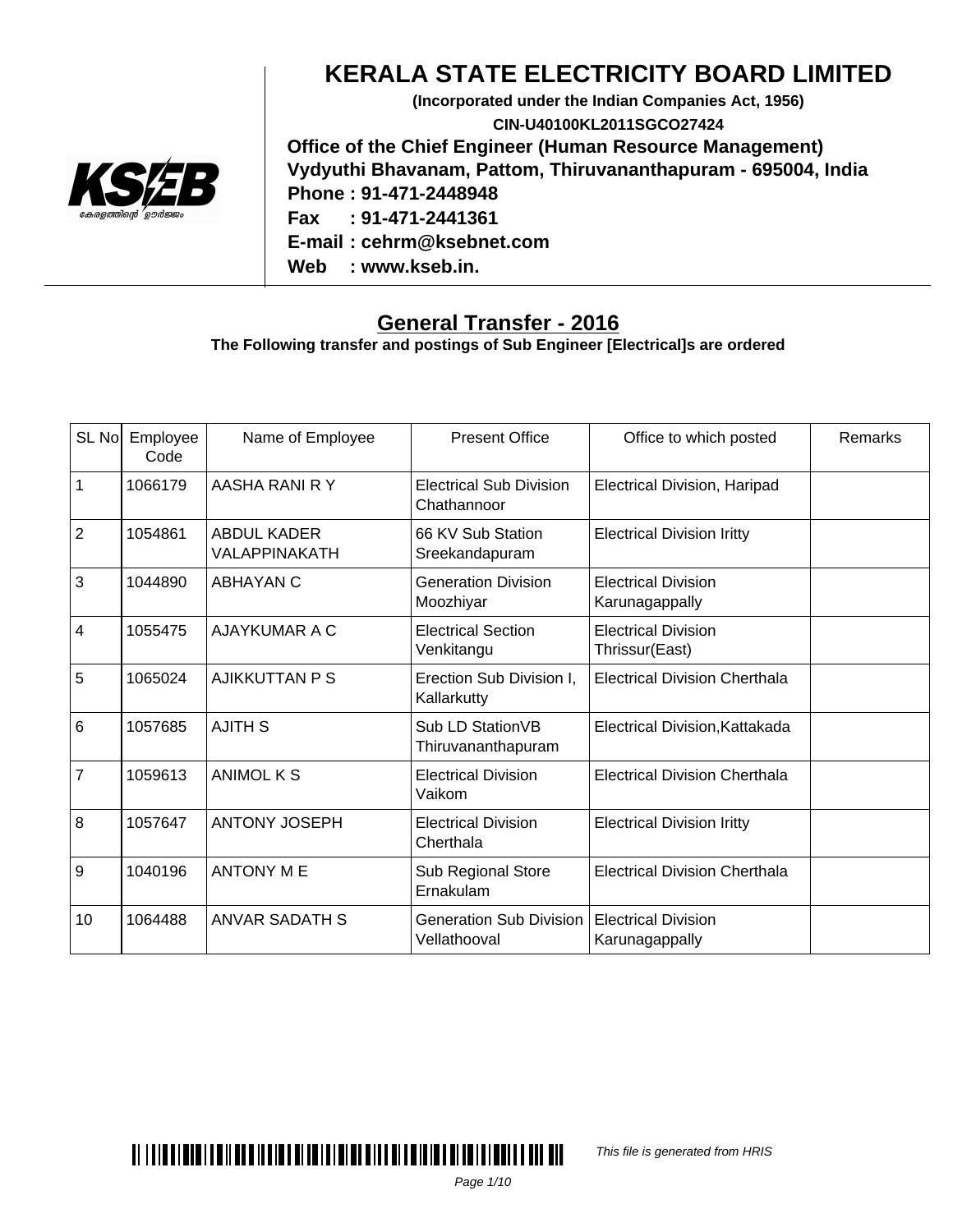# KERALA STATE ELECTRICITY BOARD LIMITED

**(Incorporated under the Indian Companies Act, 1956)**

**CIN-U40100KL2011SGCO27424**

**Office of the Chief Engineer (Human Resource Management)**
**Vydyuthi Bhavanam, Pattom, Thiruvananthapuram - 695004, India**
**Phone : 91-471-2448948**
**Fax : 91-471-2441361**
**E-mail : cehrm@ksebnet.com**
**Web : www.kseb.in.**

## General Transfer - 2016

**The Following transfer and postings of Sub Engineer [Electrical]s are ordered**

| SL No | Employee Code | Name of Employee | Present Office | Office to which posted | Remarks |
|---|---|---|---|---|---|
| 1 | 1066179 | AASHA RANI R Y | Electrical Sub Division Chathannoor | Electrical Division, Haripad | |
| 2 | 1054861 | ABDUL KADER VALAPPINAKATH | 66 KV Sub Station Sreekandapuram | Electrical Division Iritty | |
| 3 | 1044890 | ABHAYAN C | Generation Division Moozhiyar | Electrical Division Karunagappally | |
| 4 | 1055475 | AJAYKUMAR A C | Electrical Section Venkitangu | Electrical Division Thrissur(East) | |
| 5 | 1065024 | AJIKKUTTAN P S | Erection Sub Division I, Kallarkutty | Electrical Division Cherthala | |
| 6 | 1057685 | AJITH S | Sub LD StationVB Thiruvananthapuram | Electrical Division,Kattakada | |
| 7 | 1059613 | ANIMOL K S | Electrical Division Vaikom | Electrical Division Cherthala | |
| 8 | 1057647 | ANTONY JOSEPH | Electrical Division Cherthala | Electrical Division Iritty | |
| 9 | 1040196 | ANTONY M E | Sub Regional Store Ernakulam | Electrical Division Cherthala | |
| 10 | 1064488 | ANVAR SADATH S | Generation Sub Division Vellathooval | Electrical Division Karunagappally | |

*This file is generated from HRIS*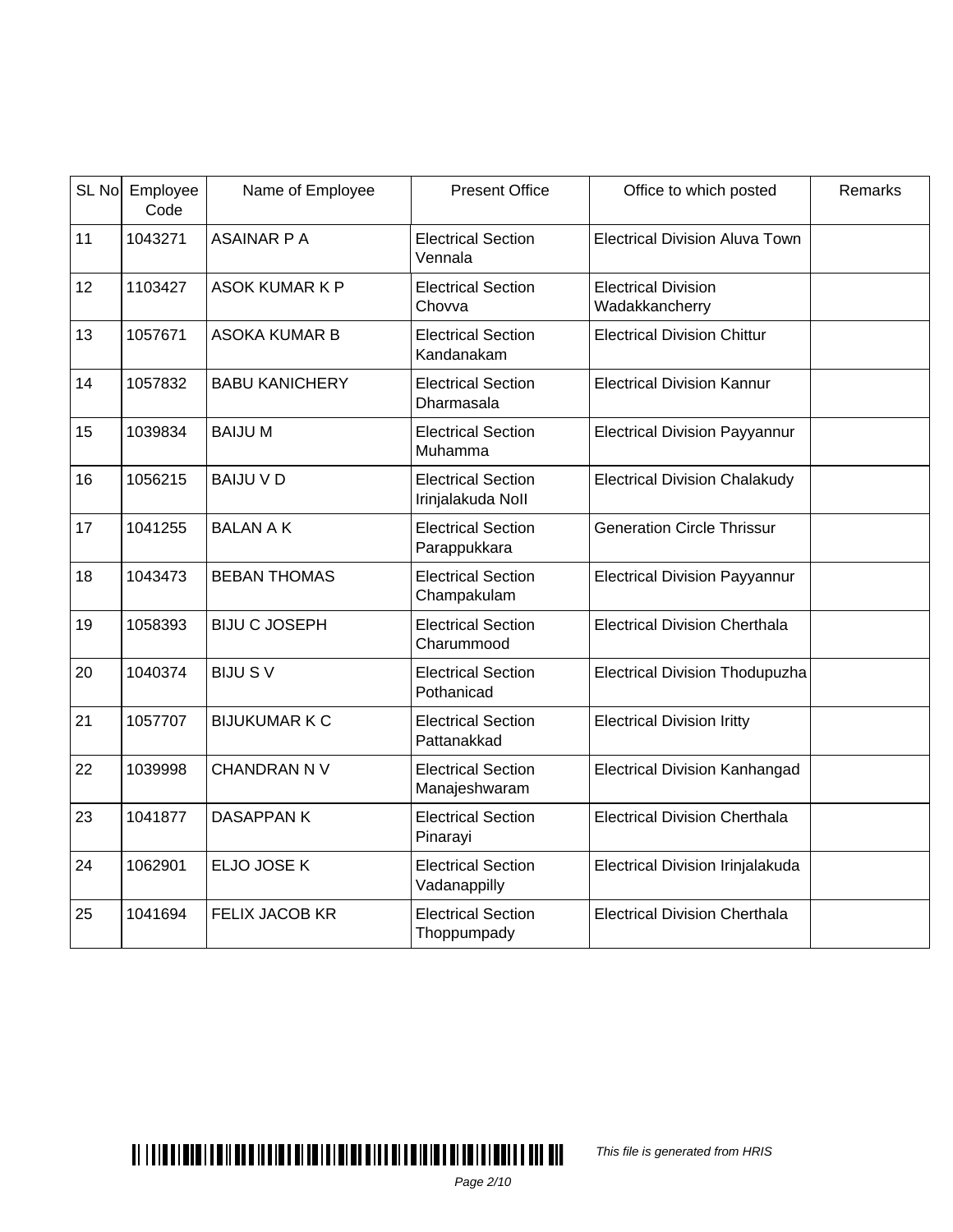| SL No | Employee Code | Name of Employee | Present Office | Office to which posted | Remarks |
|---|---|---|---|---|---|
| 11 | 1043271 | ASAINAR P A | Electrical Section Vennala | Electrical Division Aluva Town | |
| 12 | 1103427 | ASOK KUMAR K P | Electrical Section Chovva | Electrical Division Wadakkancherry | |
| 13 | 1057671 | ASOKA KUMAR B | Electrical Section Kandanakam | Electrical Division Chittur | |
| 14 | 1057832 | BABU KANICHERY | Electrical Section Dharmasala | Electrical Division Kannur | |
| 15 | 1039834 | BAIJU M | Electrical Section Muhamma | Electrical Division Payyannur | |
| 16 | 1056215 | BAIJU V D | Electrical Section Irinjalakuda NoII | Electrical Division Chalakudy | |
| 17 | 1041255 | BALAN A K | Electrical Section Parappukkara | Generation Circle Thrissur | |
| 18 | 1043473 | BEBAN THOMAS | Electrical Section Champakulam | Electrical Division Payyannur | |
| 19 | 1058393 | BIJU C JOSEPH | Electrical Section Charummood | Electrical Division Cherthala | |
| 20 | 1040374 | BIJU S V | Electrical Section Pothanicad | Electrical Division Thodupuzha | |
| 21 | 1057707 | BIJUKUMAR K C | Electrical Section Pattanakkad | Electrical Division Iritty | |
| 22 | 1039998 | CHANDRAN N V | Electrical Section Manajeshwaram | Electrical Division Kanhangad | |
| 23 | 1041877 | DASAPPAN K | Electrical Section Pinarayi | Electrical Division Cherthala | |
| 24 | 1062901 | ELJO JOSE K | Electrical Section Vadanappilly | Electrical Division Irinjalakuda | |
| 25 | 1041694 | FELIX JACOB KR | Electrical Section Thoppumpady | Electrical Division Cherthala | |

*This file is generated from HRIS*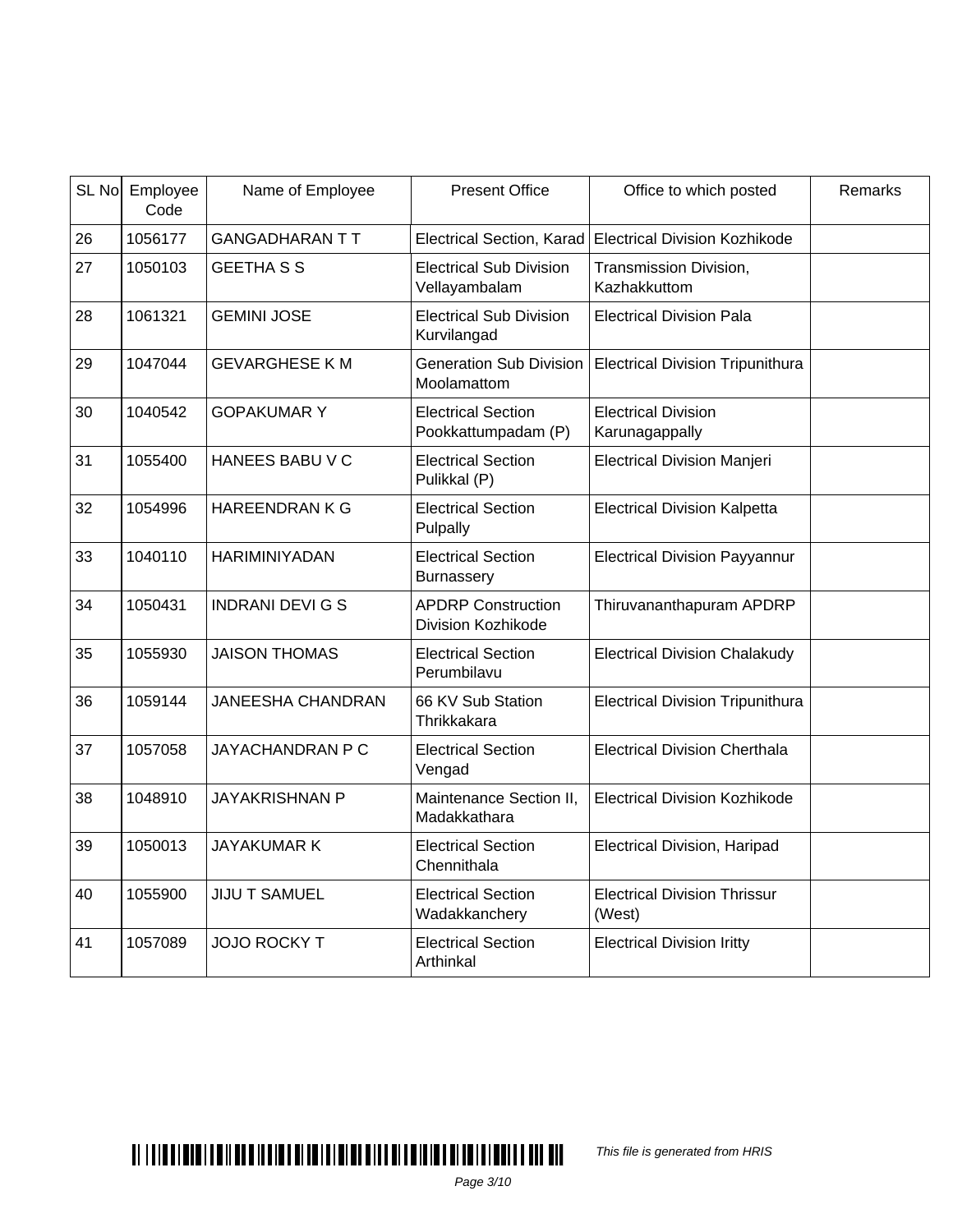| SL No | Employee Code | Name of Employee | Present Office | Office to which posted | Remarks |
|---|---|---|---|---|---|
| 26 | 1056177 | GANGADHARAN T T | Electrical Section, Karad | Electrical Division Kozhikode | |
| 27 | 1050103 | GEETHA S S | Electrical Sub Division Vellayambalam | Transmission Division, Kazhakkuttom | |
| 28 | 1061321 | GEMINI JOSE | Electrical Sub Division Kurvilangad | Electrical Division Pala | |
| 29 | 1047044 | GEVARGHESE K M | Generation Sub Division Moolamattom | Electrical Division Tripunithura | |
| 30 | 1040542 | GOPAKUMAR Y | Electrical Section Pookkattumpadam (P) | Electrical Division Karunagappally | |
| 31 | 1055400 | HANEES BABU V C | Electrical Section Pulikkal (P) | Electrical Division Manjeri | |
| 32 | 1054996 | HAREENDRAN K G | Electrical Section Pulpally | Electrical Division Kalpetta | |
| 33 | 1040110 | HARIMINIYADAN | Electrical Section Burnassery | Electrical Division Payyannur | |
| 34 | 1050431 | INDRANI DEVI G S | APDRP Construction Division Kozhikode | Thiruvananthapuram APDRP | |
| 35 | 1055930 | JAISON THOMAS | Electrical Section Perumbilavu | Electrical Division Chalakudy | |
| 36 | 1059144 | JANEESHA CHANDRAN | 66 KV Sub Station Thrikkakara | Electrical Division Tripunithura | |
| 37 | 1057058 | JAYACHANDRAN P C | Electrical Section Vengad | Electrical Division Cherthala | |
| 38 | 1048910 | JAYAKRISHNAN P | Maintenance Section II, Madakkathara | Electrical Division Kozhikode | |
| 39 | 1050013 | JAYAKUMAR K | Electrical Section Chennithala | Electrical Division, Haripad | |
| 40 | 1055900 | JIJU T SAMUEL | Electrical Section Wadakkanchery | Electrical Division Thrissur (West) | |
| 41 | 1057089 | JOJO ROCKY T | Electrical Section Arthinkal | Electrical Division Iritty | |

*This file is generated from HRIS*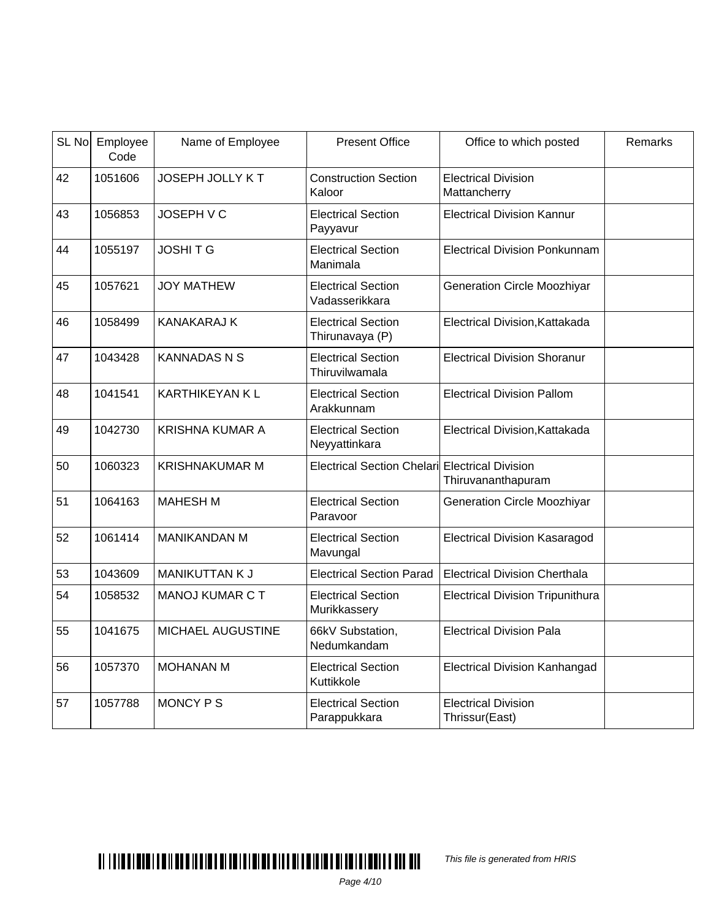| SL No | Employee Code | Name of Employee | Present Office | Office to which posted | Remarks |
|---|---|---|---|---|---|
| 42 | 1051606 | JOSEPH JOLLY K T | Construction Section Kaloor | Electrical Division Mattancherry | |
| 43 | 1056853 | JOSEPH V C | Electrical Section Payyavur | Electrical Division Kannur | |
| 44 | 1055197 | JOSHI T G | Electrical Section Manimala | Electrical Division Ponkunnam | |
| 45 | 1057621 | JOY MATHEW | Electrical Section Vadasserikkara | Generation Circle Moozhiyar | |
| 46 | 1058499 | KANAKARAJ K | Electrical Section Thirunavaya (P) | Electrical Division,Kattakada | |
| 47 | 1043428 | KANNADAS N S | Electrical Section Thiruvilwamala | Electrical Division Shoranur | |
| 48 | 1041541 | KARTHIKEYAN K L | Electrical Section Arakkunnam | Electrical Division Pallom | |
| 49 | 1042730 | KRISHNA KUMAR A | Electrical Section Neyyattinkara | Electrical Division,Kattakada | |
| 50 | 1060323 | KRISHNAKUMAR M | Electrical Section Chelari | Electrical Division Thiruvananthapuram | |
| 51 | 1064163 | MAHESH M | Electrical Section Paravoor | Generation Circle Moozhiyar | |
| 52 | 1061414 | MANIKANDAN M | Electrical Section Mavungal | Electrical Division Kasaragod | |
| 53 | 1043609 | MANIKUTTAN K J | Electrical Section Parad | Electrical Division Cherthala | |
| 54 | 1058532 | MANOJ KUMAR C T | Electrical Section Murikkassery | Electrical Division Tripunithura | |
| 55 | 1041675 | MICHAEL AUGUSTINE | 66kV Substation, Nedumkandam | Electrical Division Pala | |
| 56 | 1057370 | MOHANAN M | Electrical Section Kuttikkole | Electrical Division Kanhangad | |
| 57 | 1057788 | MONCY P S | Electrical Section Parappukkara | Electrical Division Thrissur(East) | |

*This file is generated from HRIS*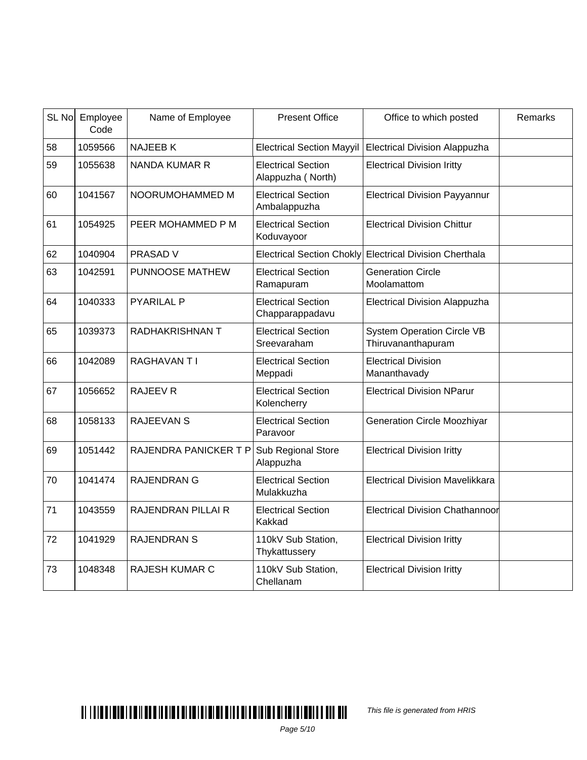| SL No | Employee Code | Name of Employee | Present Office | Office to which posted | Remarks |
|---|---|---|---|---|---|
| 58 | 1059566 | NAJEEB K | Electrical Section Mayyil | Electrical Division Alappuzha | |
| 59 | 1055638 | NANDA KUMAR R | Electrical Section Alappuzha ( North) | Electrical Division Iritty | |
| 60 | 1041567 | NOORUMOHAMMED M | Electrical Section Ambalappuzha | Electrical Division Payyannur | |
| 61 | 1054925 | PEER MOHAMMED P M | Electrical Section Koduvayoor | Electrical Division Chittur | |
| 62 | 1040904 | PRASAD V | Electrical Section Chokly | Electrical Division Cherthala | |
| 63 | 1042591 | PUNNOOSE MATHEW | Electrical Section Ramapuram | Generation Circle Moolamattom | |
| 64 | 1040333 | PYARILAL P | Electrical Section Chapparappadavu | Electrical Division Alappuzha | |
| 65 | 1039373 | RADHAKRISHNAN T | Electrical Section Sreevaraham | System Operation Circle VB Thiruvananthapuram | |
| 66 | 1042089 | RAGHAVAN T I | Electrical Section Meppadi | Electrical Division Mananthavady | |
| 67 | 1056652 | RAJEEV R | Electrical Section Kolencherry | Electrical Division NParur | |
| 68 | 1058133 | RAJEEVAN S | Electrical Section Paravoor | Generation Circle Moozhiyar | |
| 69 | 1051442 | RAJENDRA PANICKER T P | Sub Regional Store Alappuzha | Electrical Division Iritty | |
| 70 | 1041474 | RAJENDRAN G | Electrical Section Mulakkuzha | Electrical Division Mavelikkara | |
| 71 | 1043559 | RAJENDRAN PILLAI R | Electrical Section Kakkad | Electrical Division Chathannoor | |
| 72 | 1041929 | RAJENDRAN S | 110kV Sub Station, Thykattussery | Electrical Division Iritty | |
| 73 | 1048348 | RAJESH KUMAR C | 110kV Sub Station, Chellanam | Electrical Division Iritty | |

*This file is generated from HRIS*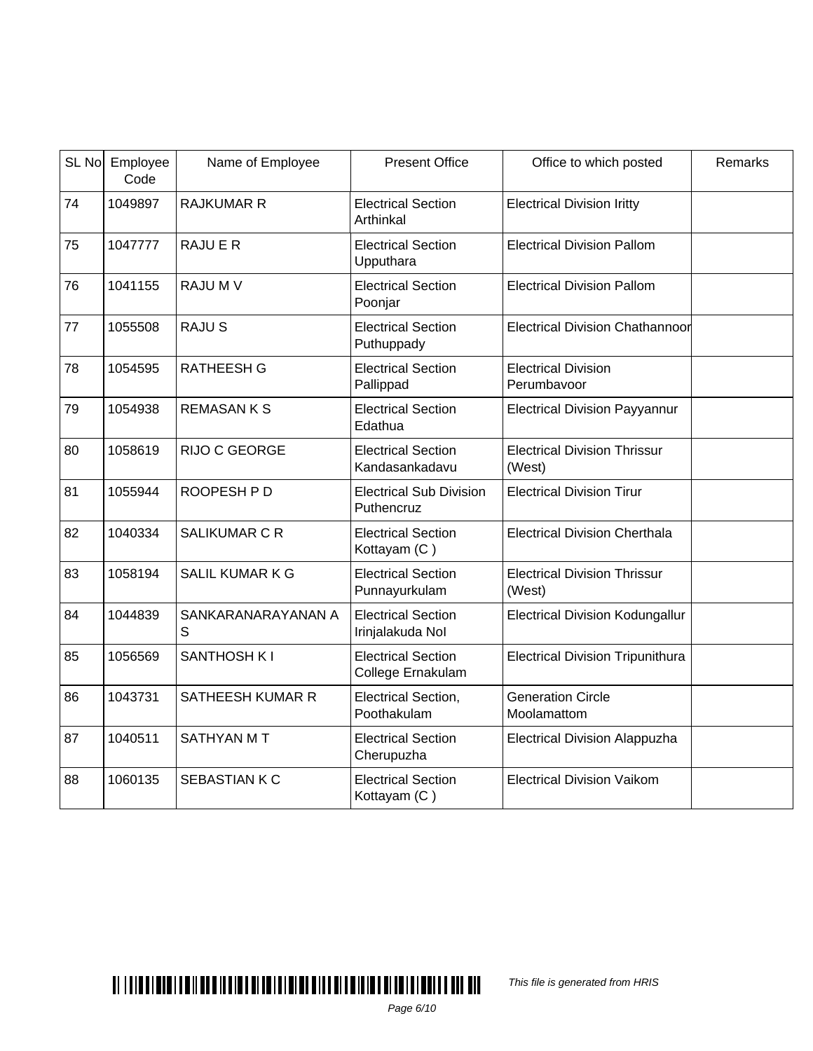| SL No | Employee Code | Name of Employee | Present Office | Office to which posted | Remarks |
|---|---|---|---|---|---|
| 74 | 1049897 | RAJKUMAR R | Electrical Section Arthinkal | Electrical Division Iritty | |
| 75 | 1047777 | RAJU E R | Electrical Section Upputhara | Electrical Division Pallom | |
| 76 | 1041155 | RAJU M V | Electrical Section Poonjar | Electrical Division Pallom | |
| 77 | 1055508 | RAJU S | Electrical Section Puthuppady | Electrical Division Chathannoor | |
| 78 | 1054595 | RATHEESH G | Electrical Section Pallippad | Electrical Division Perumbavoor | |
| 79 | 1054938 | REMASAN K S | Electrical Section Edathua | Electrical Division Payyannur | |
| 80 | 1058619 | RIJO C GEORGE | Electrical Section Kandasankadavu | Electrical Division Thrissur (West) | |
| 81 | 1055944 | ROOPESH P D | Electrical Sub Division Puthencruz | Electrical Division Tirur | |
| 82 | 1040334 | SALIKUMAR C R | Electrical Section Kottayam (C ) | Electrical Division Cherthala | |
| 83 | 1058194 | SALIL KUMAR K G | Electrical Section Punnayurkulam | Electrical Division Thrissur (West) | |
| 84 | 1044839 | SANKARANARAYANAN A S | Electrical Section Irinjalakuda NoI | Electrical Division Kodungallur | |
| 85 | 1056569 | SANTHOSH K I | Electrical Section College Ernakulam | Electrical Division Tripunithura | |
| 86 | 1043731 | SATHEESH KUMAR R | Electrical Section, Poothakulam | Generation Circle Moolamattom | |
| 87 | 1040511 | SATHYAN M T | Electrical Section Cherupuzha | Electrical Division Alappuzha | |
| 88 | 1060135 | SEBASTIAN K C | Electrical Section Kottayam (C ) | Electrical Division Vaikom | |

*This file is generated from HRIS*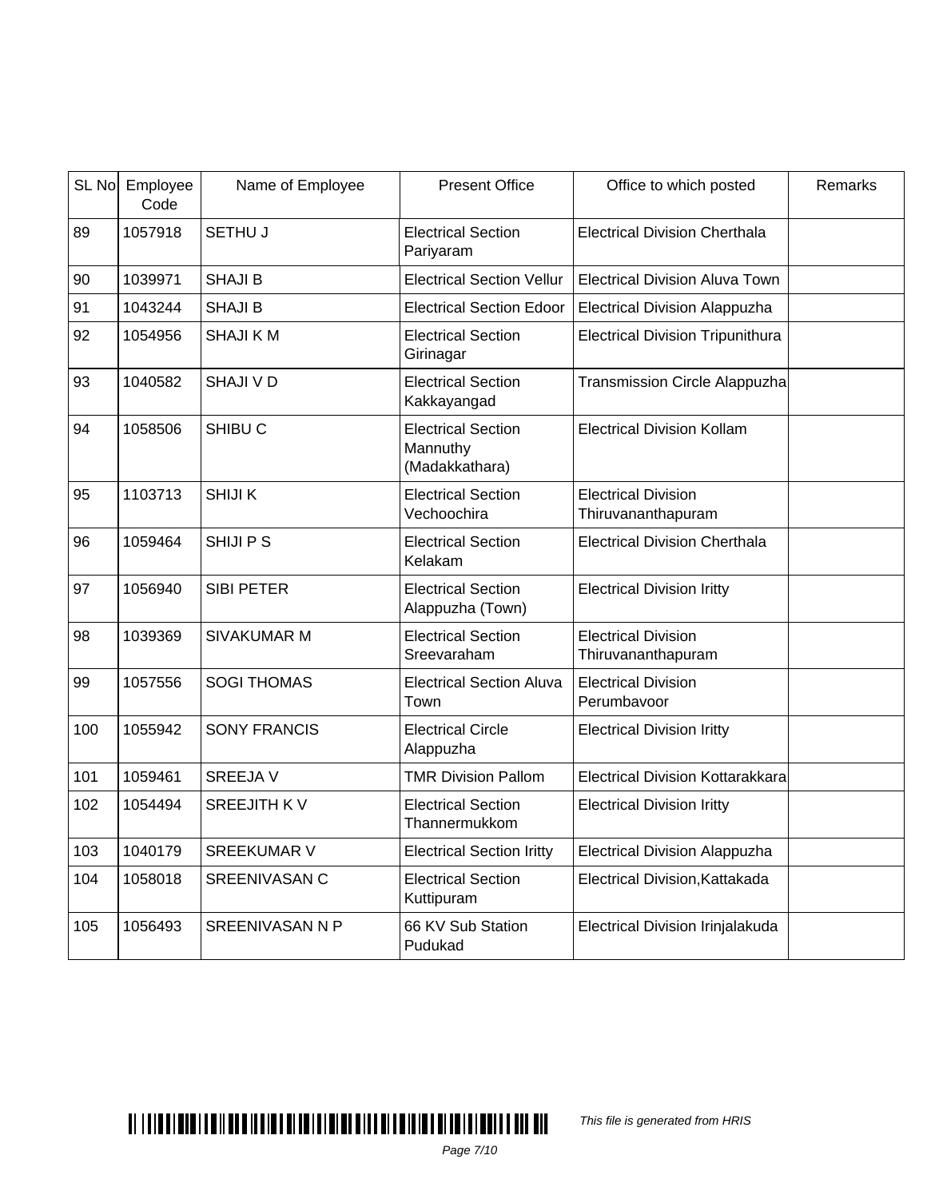| SL No | Employee Code | Name of Employee | Present Office | Office to which posted | Remarks |
|---|---|---|---|---|---|
| 89 | 1057918 | SETHU J | Electrical Section Pariyaram | Electrical Division Cherthala | |
| 90 | 1039971 | SHAJI B | Electrical Section Vellur | Electrical Division Aluva Town | |
| 91 | 1043244 | SHAJI B | Electrical Section Edoor | Electrical Division Alappuzha | |
| 92 | 1054956 | SHAJI K M | Electrical Section Girinagar | Electrical Division Tripunithura | |
| 93 | 1040582 | SHAJI V D | Electrical Section Kakkayangad | Transmission Circle Alappuzha | |
| 94 | 1058506 | SHIBU C | Electrical Section Mannuthy (Madakkathara) | Electrical Division Kollam | |
| 95 | 1103713 | SHIJI K | Electrical Section Vechoochira | Electrical Division Thiruvananthapuram | |
| 96 | 1059464 | SHIJI P S | Electrical Section Kelakam | Electrical Division Cherthala | |
| 97 | 1056940 | SIBI PETER | Electrical Section Alappuzha (Town) | Electrical Division Iritty | |
| 98 | 1039369 | SIVAKUMAR M | Electrical Section Sreevaraham | Electrical Division Thiruvananthapuram | |
| 99 | 1057556 | SOGI THOMAS | Electrical Section Aluva Town | Electrical Division Perumbavoor | |
| 100 | 1055942 | SONY FRANCIS | Electrical Circle Alappuzha | Electrical Division Iritty | |
| 101 | 1059461 | SREEJA V | TMR Division Pallom | Electrical Division Kottarakkara | |
| 102 | 1054494 | SREEJITH K V | Electrical Section Thannermukkom | Electrical Division Iritty | |
| 103 | 1040179 | SREEKUMAR V | Electrical Section Iritty | Electrical Division Alappuzha | |
| 104 | 1058018 | SREENIVASAN C | Electrical Section Kuttipuram | Electrical Division,Kattakada | |
| 105 | 1056493 | SREENIVASAN N P | 66 KV Sub Station Pudukad | Electrical Division Irinjalakuda | |

*This file is generated from HRIS*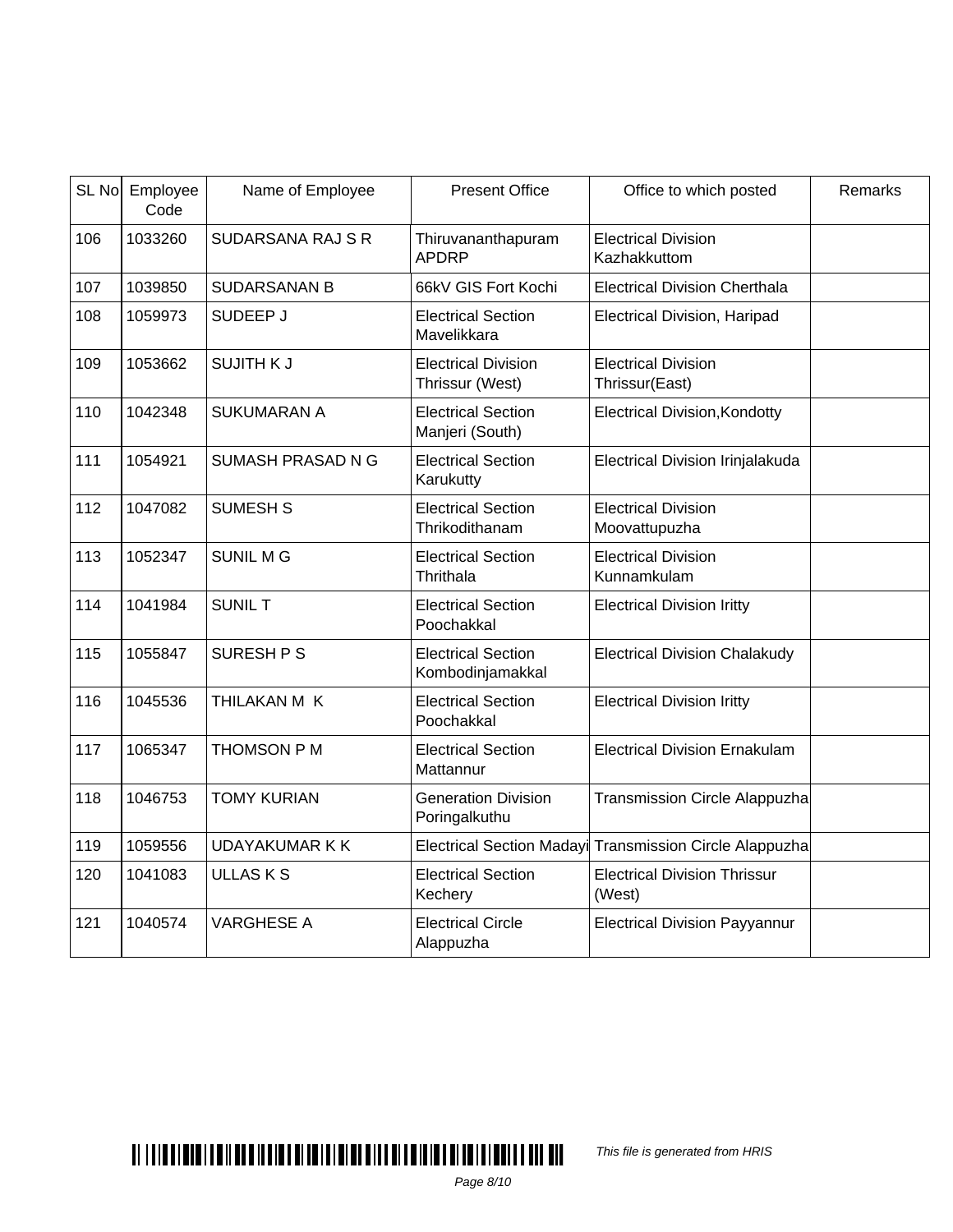| SL No | Employee Code | Name of Employee | Present Office | Office to which posted | Remarks |
|---|---|---|---|---|---|
| 106 | 1033260 | SUDARSANA RAJ S R | Thiruvananthapuram APDRP | Electrical Division Kazhakkuttom | |
| 107 | 1039850 | SUDARSANAN B | 66kV GIS Fort Kochi | Electrical Division Cherthala | |
| 108 | 1059973 | SUDEEP J | Electrical Section Mavelikkara | Electrical Division, Haripad | |
| 109 | 1053662 | SUJITH K J | Electrical Division Thrissur (West) | Electrical Division Thrissur(East) | |
| 110 | 1042348 | SUKUMARAN A | Electrical Section Manjeri (South) | Electrical Division,Kondotty | |
| 111 | 1054921 | SUMASH PRASAD N G | Electrical Section Karukutty | Electrical Division Irinjalakuda | |
| 112 | 1047082 | SUMESH S | Electrical Section Thrikodithanam | Electrical Division Moovattupuzha | |
| 113 | 1052347 | SUNIL M G | Electrical Section Thrithala | Electrical Division Kunnamkulam | |
| 114 | 1041984 | SUNIL T | Electrical Section Poochakkal | Electrical Division Iritty | |
| 115 | 1055847 | SURESH P S | Electrical Section Kombodinjamakkal | Electrical Division Chalakudy | |
| 116 | 1045536 | THILAKAN M K | Electrical Section Poochakkal | Electrical Division Iritty | |
| 117 | 1065347 | THOMSON P M | Electrical Section Mattannur | Electrical Division Ernakulam | |
| 118 | 1046753 | TOMY KURIAN | Generation Division Poringalkuthu | Transmission Circle Alappuzha | |
| 119 | 1059556 | UDAYAKUMAR K K | Electrical Section Madayi | Transmission Circle Alappuzha | |
| 120 | 1041083 | ULLAS K S | Electrical Section Kechery | Electrical Division Thrissur (West) | |
| 121 | 1040574 | VARGHESE A | Electrical Circle Alappuzha | Electrical Division Payyannur | |

*This file is generated from HRIS*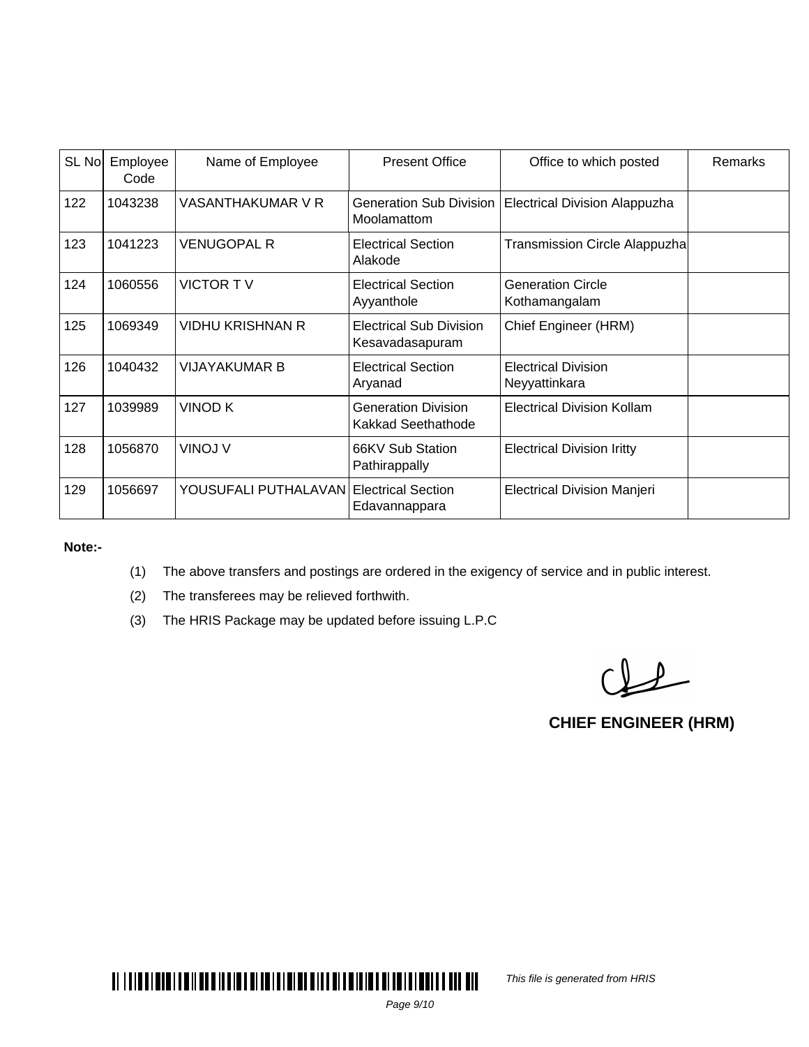| SL No | Employee Code | Name of Employee | Present Office | Office to which posted | Remarks |
|---|---|---|---|---|---|
| 122 | 1043238 | VASANTHAKUMAR V R | Generation Sub Division Moolamattom | Electrical Division Alappuzha | |
| 123 | 1041223 | VENUGOPAL R | Electrical Section Alakode | Transmission Circle Alappuzha | |
| 124 | 1060556 | VICTOR T V | Electrical Section Ayyanthole | Generation Circle Kothamangalam | |
| 125 | 1069349 | VIDHU KRISHNAN R | Electrical Sub Division Kesavadasapuram | Chief Engineer (HRM) | |
| 126 | 1040432 | VIJAYAKUMAR B | Electrical Section Aryanad | Electrical Division Neyyattinkara | |
| 127 | 1039989 | VINOD K | Generation Division Kakkad Seethathode | Electrical Division Kollam | |
| 128 | 1056870 | VINOJ V | 66KV Sub Station Pathirappally | Electrical Division Iritty | |
| 129 | 1056697 | YOUSUFALI PUTHALAVAN | Electrical Section Edavannappara | Electrical Division Manjeri | |

**Note:-**

(1) The above transfers and postings are ordered in the exigency of service and in public interest.

(2) The transferees may be relieved forthwith.

(3) The HRIS Package may be updated before issuing L.P.C

**CHIEF ENGINEER (HRM)**

*This file is generated from HRIS*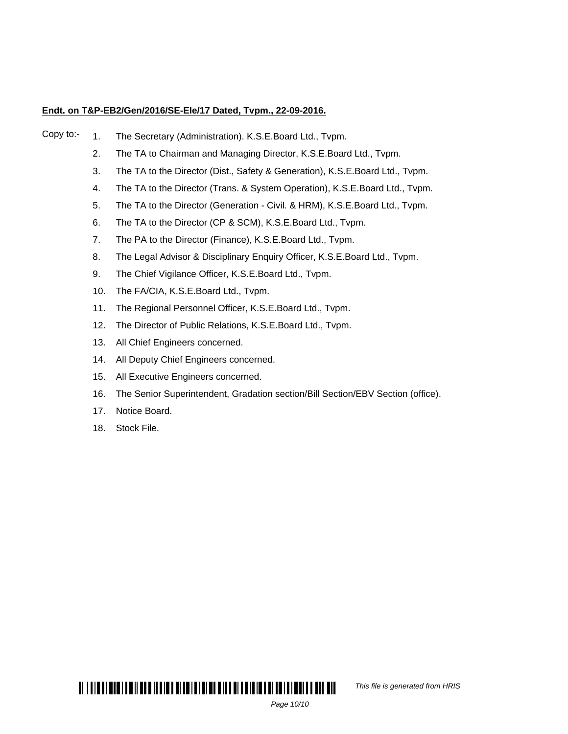**Endt. on T&P-EB2/Gen/2016/SE-Ele/17 Dated, Tvpm., 22-09-2016.**

Copy to:-

1. The Secretary (Administration). K.S.E.Board Ltd., Tvpm.
2. The TA to Chairman and Managing Director, K.S.E.Board Ltd., Tvpm.
3. The TA to the Director (Dist., Safety & Generation), K.S.E.Board Ltd., Tvpm.
4. The TA to the Director (Trans. & System Operation), K.S.E.Board Ltd., Tvpm.
5. The TA to the Director (Generation - Civil. & HRM), K.S.E.Board Ltd., Tvpm.
6. The TA to the Director (CP & SCM), K.S.E.Board Ltd., Tvpm.
7. The PA to the Director (Finance), K.S.E.Board Ltd., Tvpm.
8. The Legal Advisor & Disciplinary Enquiry Officer, K.S.E.Board Ltd., Tvpm.
9. The Chief Vigilance Officer, K.S.E.Board Ltd., Tvpm.
10. The FA/CIA, K.S.E.Board Ltd., Tvpm.
11. The Regional Personnel Officer, K.S.E.Board Ltd., Tvpm.
12. The Director of Public Relations, K.S.E.Board Ltd., Tvpm.
13. All Chief Engineers concerned.
14. All Deputy Chief Engineers concerned.
15. All Executive Engineers concerned.
16. The Senior Superintendent, Gradation section/Bill Section/EBV Section (office).
17. Notice Board.
18. Stock File.

*This file is generated from HRIS*